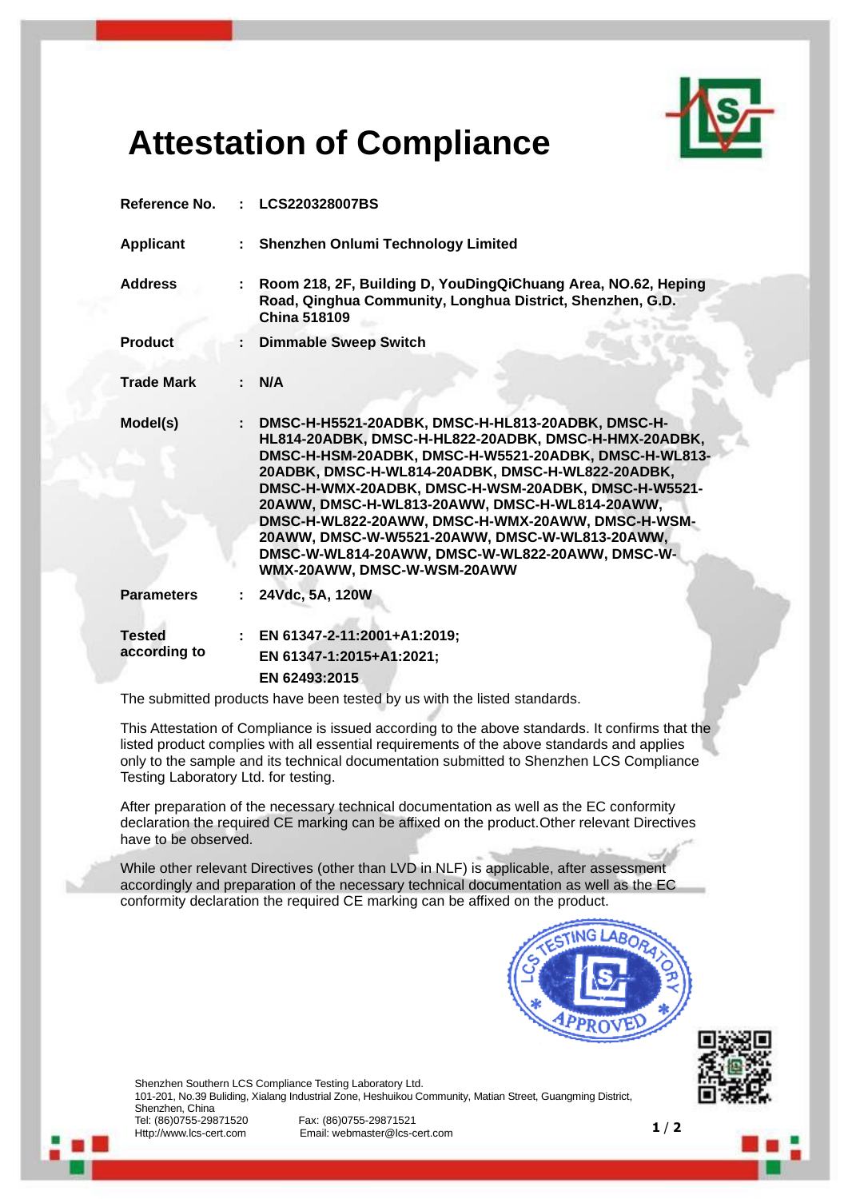# Attestation of Compliance

| | | |
|---|---|---|
| **Reference No.** | : | **LCS220328007BS** |
| **Applicant** | : | **Shenzhen Onlumi Technology Limited** |
| **Address** | : | **Room 218, 2F, Building D, YouDingQiChuang Area, NO.62, Heping Road, Qinghua Community, Longhua District, Shenzhen, G.D. China 518109** |
| **Product** | : | **Dimmable Sweep Switch** |
| **Trade Mark** | : | **N/A** |
| **Model(s)** | : | **DMSC-H-H5521-20ADBK, DMSC-H-HL813-20ADBK, DMSC-H-HL814-20ADBK, DMSC-H-HL822-20ADBK, DMSC-H-HMX-20ADBK, DMSC-H-HSM-20ADBK, DMSC-H-W5521-20ADBK, DMSC-H-WL813-20ADBK, DMSC-H-WL814-20ADBK, DMSC-H-WL822-20ADBK, DMSC-H-WMX-20ADBK, DMSC-H-WSM-20ADBK, DMSC-H-W5521-20AWW, DMSC-H-WL813-20AWW, DMSC-H-WL814-20AWW, DMSC-H-WL822-20AWW, DMSC-H-WMX-20AWW, DMSC-H-WSM-20AWW, DMSC-W-W5521-20AWW, DMSC-W-WL813-20AWW, DMSC-W-WL814-20AWW, DMSC-W-WL822-20AWW, DMSC-W-WMX-20AWW, DMSC-W-WSM-20AWW** |
| **Parameters** | : | **24Vdc, 5A, 120W** |
| **Tested according to** | : | **EN 61347-2-11:2001+A1:2019;**<br>**EN 61347-1:2015+A1:2021;**<br>**EN 62493:2015** |

The submitted products have been tested by us with the listed standards.

This Attestation of Compliance is issued according to the above standards. It confirms that the listed product complies with all essential requirements of the above standards and applies only to the sample and its technical documentation submitted to Shenzhen LCS Compliance Testing Laboratory Ltd. for testing.

After preparation of the necessary technical documentation as well as the EC conformity declaration the required CE marking can be affixed on the product.Other relevant Directives have to be observed.

While other relevant Directives (other than LVD in NLF) is applicable, after assessment accordingly and preparation of the necessary technical documentation as well as the EC conformity declaration the required CE marking can be affixed on the product.

LCS TESTING LABORATORY APPROVED

Shenzhen Southern LCS Compliance Testing Laboratory Ltd.
101-201, No.39 Buliding, Xialang Industrial Zone, Heshuikou Community, Matian Street, Guangming District, Shenzhen, China
Tel: (86)0755-29871520 Fax: (86)0755-29871521
Http://www.lcs-cert.com Email: webmaster@lcs-cert.com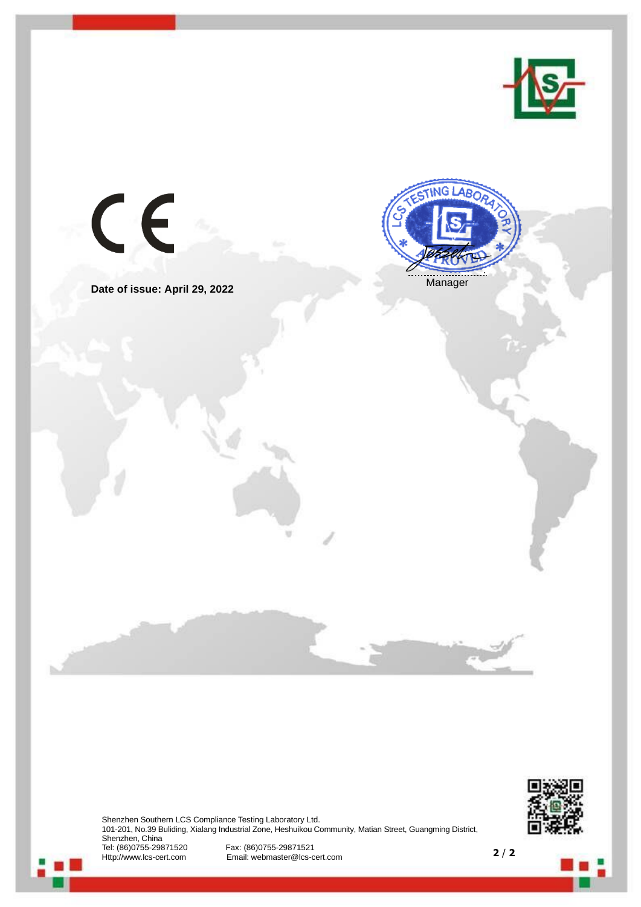CE

**Date of issue: April 29, 2022**

Manager

Shenzhen Southern LCS Compliance Testing Laboratory Ltd.
101-201, No.39 Buliding, Xialang Industrial Zone, Heshuikou Community, Matian Street, Guangming District, Shenzhen, China
Tel: (86)0755-29871520 Fax: (86)0755-29871521
Http://www.lcs-cert.com Email: webmaster@lcs-cert.com